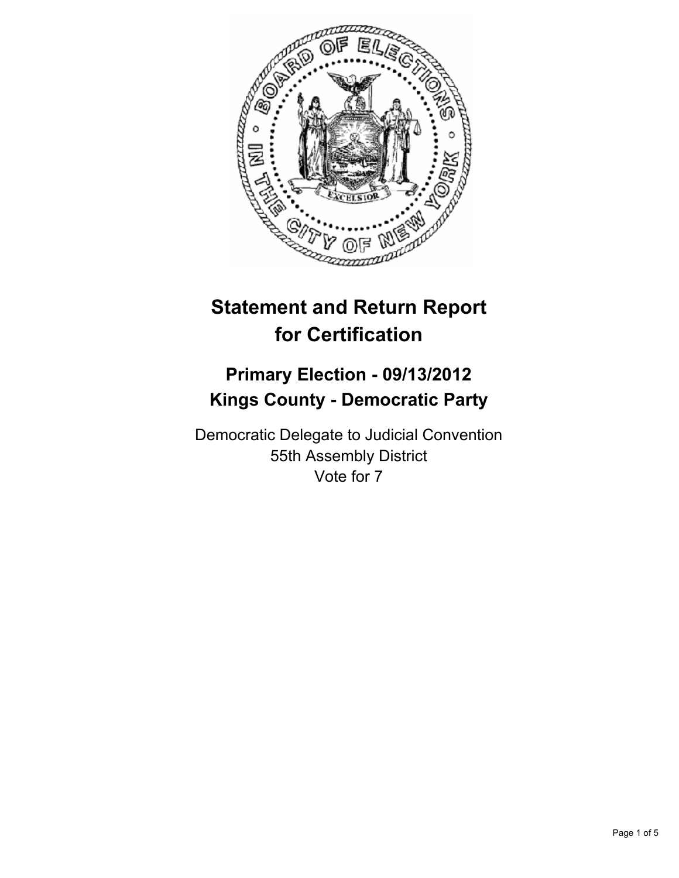# Statement and Return Report for Certification

## Primary Election - 09/13/2012
## Kings County - Democratic Party

Democratic Delegate to Judicial Convention
55th Assembly District
Vote for 7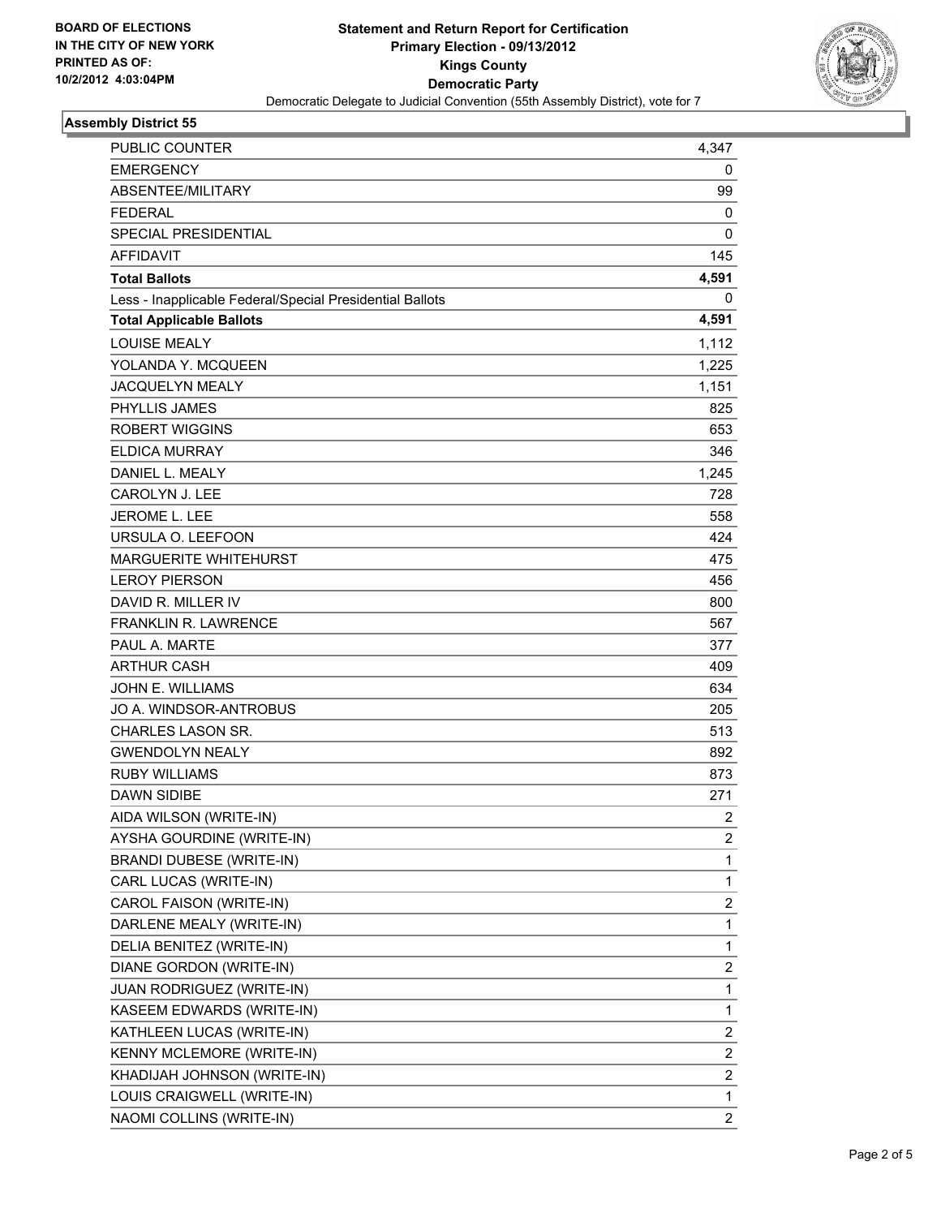**BOARD OF ELECTIONS IN THE CITY OF NEW YORK PRINTED AS OF: 10/2/2012 4:03:04PM**

# Statement and Return Report for Certification
## Primary Election - 09/13/2012
## Kings County
## Democratic Party
Democratic Delegate to Judicial Convention (55th Assembly District), vote for 7

### Assembly District 55

| | |
|---|---|
| PUBLIC COUNTER | 4,347 |
| EMERGENCY | 0 |
| ABSENTEE/MILITARY | 99 |
| FEDERAL | 0 |
| SPECIAL PRESIDENTIAL | 0 |
| AFFIDAVIT | 145 |
| **Total Ballots** | **4,591** |
| Less - Inapplicable Federal/Special Presidential Ballots | 0 |
| **Total Applicable Ballots** | **4,591** |
| LOUISE MEALY | 1,112 |
| YOLANDA Y. MCQUEEN | 1,225 |
| JACQUELYN MEALY | 1,151 |
| PHYLLIS JAMES | 825 |
| ROBERT WIGGINS | 653 |
| ELDICA MURRAY | 346 |
| DANIEL L. MEALY | 1,245 |
| CAROLYN J. LEE | 728 |
| JEROME L. LEE | 558 |
| URSULA O. LEEFOON | 424 |
| MARGUERITE WHITEHURST | 475 |
| LEROY PIERSON | 456 |
| DAVID R. MILLER IV | 800 |
| FRANKLIN R. LAWRENCE | 567 |
| PAUL A. MARTE | 377 |
| ARTHUR CASH | 409 |
| JOHN E. WILLIAMS | 634 |
| JO A. WINDSOR-ANTROBUS | 205 |
| CHARLES LASON SR. | 513 |
| GWENDOLYN NEALY | 892 |
| RUBY WILLIAMS | 873 |
| DAWN SIDIBE | 271 |
| AIDA WILSON (WRITE-IN) | 2 |
| AYSHA GOURDINE (WRITE-IN) | 2 |
| BRANDI DUBESE (WRITE-IN) | 1 |
| CARL LUCAS (WRITE-IN) | 1 |
| CAROL FAISON (WRITE-IN) | 2 |
| DARLENE MEALY (WRITE-IN) | 1 |
| DELIA BENITEZ (WRITE-IN) | 1 |
| DIANE GORDON (WRITE-IN) | 2 |
| JUAN RODRIGUEZ (WRITE-IN) | 1 |
| KASEEM EDWARDS (WRITE-IN) | 1 |
| KATHLEEN LUCAS (WRITE-IN) | 2 |
| KENNY MCLEMORE (WRITE-IN) | 2 |
| KHADIJAH JOHNSON (WRITE-IN) | 2 |
| LOUIS CRAIGWELL (WRITE-IN) | 1 |
| NAOMI COLLINS (WRITE-IN) | 2 |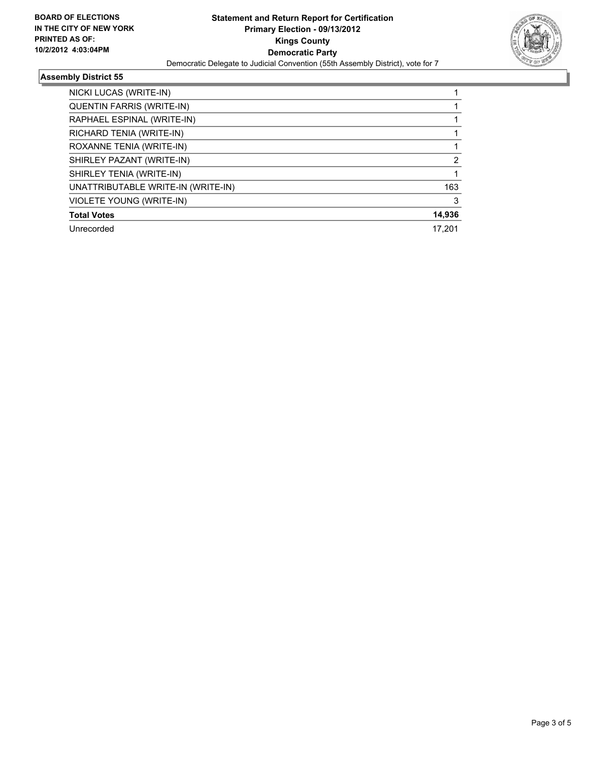**BOARD OF ELECTIONS IN THE CITY OF NEW YORK PRINTED AS OF: 10/2/2012 4:03:04PM**

**Statement and Return Report for Certification**
**Primary Election - 09/13/2012**
**Kings County**
**Democratic Party**
Democratic Delegate to Judicial Convention (55th Assembly District), vote for 7

## Assembly District 55

| | |
|---|---|
| NICKI LUCAS (WRITE-IN) | 1 |
| QUENTIN FARRIS (WRITE-IN) | 1 |
| RAPHAEL ESPINAL (WRITE-IN) | 1 |
| RICHARD TENIA (WRITE-IN) | 1 |
| ROXANNE TENIA (WRITE-IN) | 1 |
| SHIRLEY PAZANT (WRITE-IN) | 2 |
| SHIRLEY TENIA (WRITE-IN) | 1 |
| UNATTRIBUTABLE WRITE-IN (WRITE-IN) | 163 |
| VIOLETE YOUNG (WRITE-IN) | 3 |
| **Total Votes** | **14,936** |
| Unrecorded | 17,201 |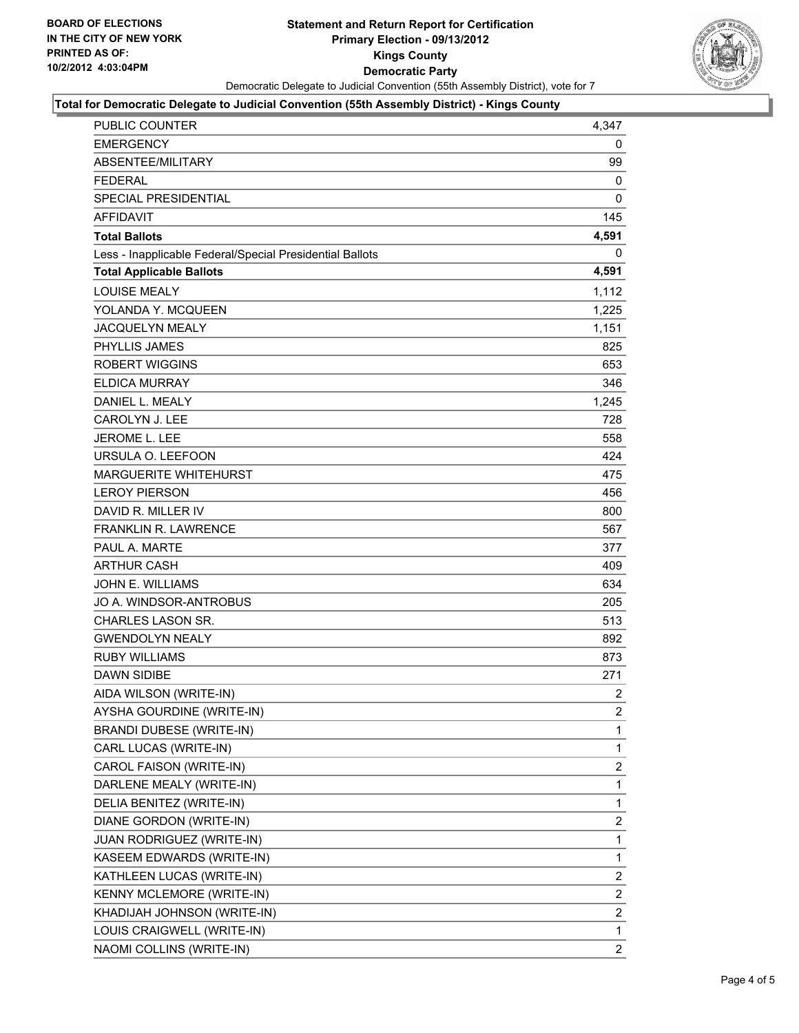**BOARD OF ELECTIONS IN THE CITY OF NEW YORK PRINTED AS OF: 10/2/2012 4:03:04PM**

# Statement and Return Report for Certification
## Primary Election - 09/13/2012
## Kings County
## Democratic Party

Democratic Delegate to Judicial Convention (55th Assembly District), vote for 7

### Total for Democratic Delegate to Judicial Convention (55th Assembly District) - Kings County

| | |
|---|---|
| PUBLIC COUNTER | 4,347 |
| EMERGENCY | 0 |
| ABSENTEE/MILITARY | 99 |
| FEDERAL | 0 |
| SPECIAL PRESIDENTIAL | 0 |
| AFFIDAVIT | 145 |
| **Total Ballots** | **4,591** |
| Less - Inapplicable Federal/Special Presidential Ballots | 0 |
| **Total Applicable Ballots** | **4,591** |
| LOUISE MEALY | 1,112 |
| YOLANDA Y. MCQUEEN | 1,225 |
| JACQUELYN MEALY | 1,151 |
| PHYLLIS JAMES | 825 |
| ROBERT WIGGINS | 653 |
| ELDICA MURRAY | 346 |
| DANIEL L. MEALY | 1,245 |
| CAROLYN J. LEE | 728 |
| JEROME L. LEE | 558 |
| URSULA O. LEEFOON | 424 |
| MARGUERITE WHITEHURST | 475 |
| LEROY PIERSON | 456 |
| DAVID R. MILLER IV | 800 |
| FRANKLIN R. LAWRENCE | 567 |
| PAUL A. MARTE | 377 |
| ARTHUR CASH | 409 |
| JOHN E. WILLIAMS | 634 |
| JO A. WINDSOR-ANTROBUS | 205 |
| CHARLES LASON SR. | 513 |
| GWENDOLYN NEALY | 892 |
| RUBY WILLIAMS | 873 |
| DAWN SIDIBE | 271 |
| AIDA WILSON (WRITE-IN) | 2 |
| AYSHA GOURDINE (WRITE-IN) | 2 |
| BRANDI DUBESE (WRITE-IN) | 1 |
| CARL LUCAS (WRITE-IN) | 1 |
| CAROL FAISON (WRITE-IN) | 2 |
| DARLENE MEALY (WRITE-IN) | 1 |
| DELIA BENITEZ (WRITE-IN) | 1 |
| DIANE GORDON (WRITE-IN) | 2 |
| JUAN RODRIGUEZ (WRITE-IN) | 1 |
| KASEEM EDWARDS (WRITE-IN) | 1 |
| KATHLEEN LUCAS (WRITE-IN) | 2 |
| KENNY MCLEMORE (WRITE-IN) | 2 |
| KHADIJAH JOHNSON (WRITE-IN) | 2 |
| LOUIS CRAIGWELL (WRITE-IN) | 1 |
| NAOMI COLLINS (WRITE-IN) | 2 |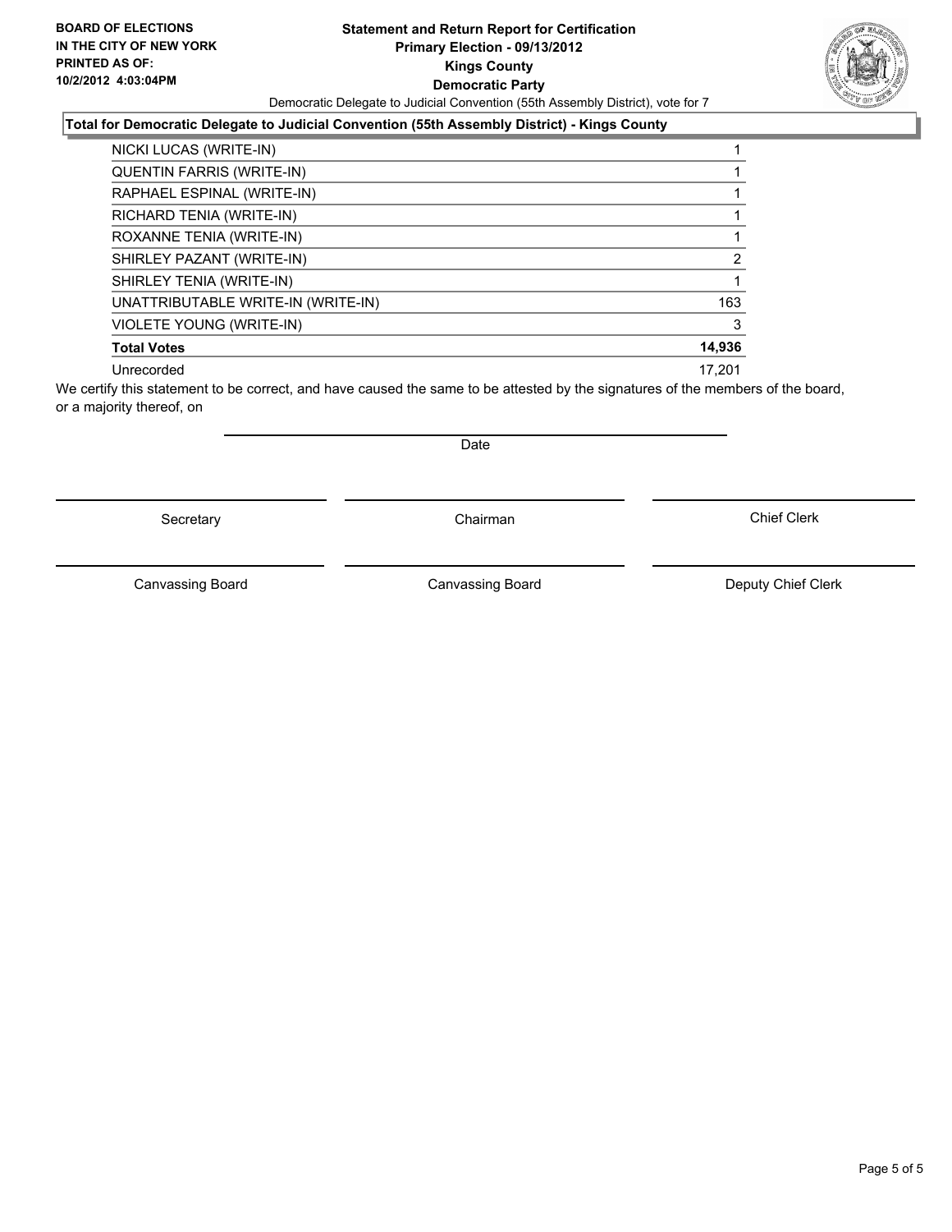**BOARD OF ELECTIONS IN THE CITY OF NEW YORK PRINTED AS OF: 10/2/2012 4:03:04PM**

**Statement and Return Report for Certification**
**Primary Election - 09/13/2012**
**Kings County**
**Democratic Party**

Democratic Delegate to Judicial Convention (55th Assembly District), vote for 7

### Total for Democratic Delegate to Judicial Convention (55th Assembly District) - Kings County

| | |
|---|---|
| NICKI LUCAS (WRITE-IN) | 1 |
| QUENTIN FARRIS (WRITE-IN) | 1 |
| RAPHAEL ESPINAL (WRITE-IN) | 1 |
| RICHARD TENIA (WRITE-IN) | 1 |
| ROXANNE TENIA (WRITE-IN) | 1 |
| SHIRLEY PAZANT (WRITE-IN) | 2 |
| SHIRLEY TENIA (WRITE-IN) | 1 |
| UNATTRIBUTABLE WRITE-IN (WRITE-IN) | 163 |
| VIOLETE YOUNG (WRITE-IN) | 3 |
| **Total Votes** | **14,936** |
| Unrecorded | 17,201 |

We certify this statement to be correct, and have caused the same to be attested by the signatures of the members of the board, or a majority thereof, on

Date

Secretary | Chairman | Chief Clerk

Canvassing Board | Canvassing Board | Deputy Chief Clerk